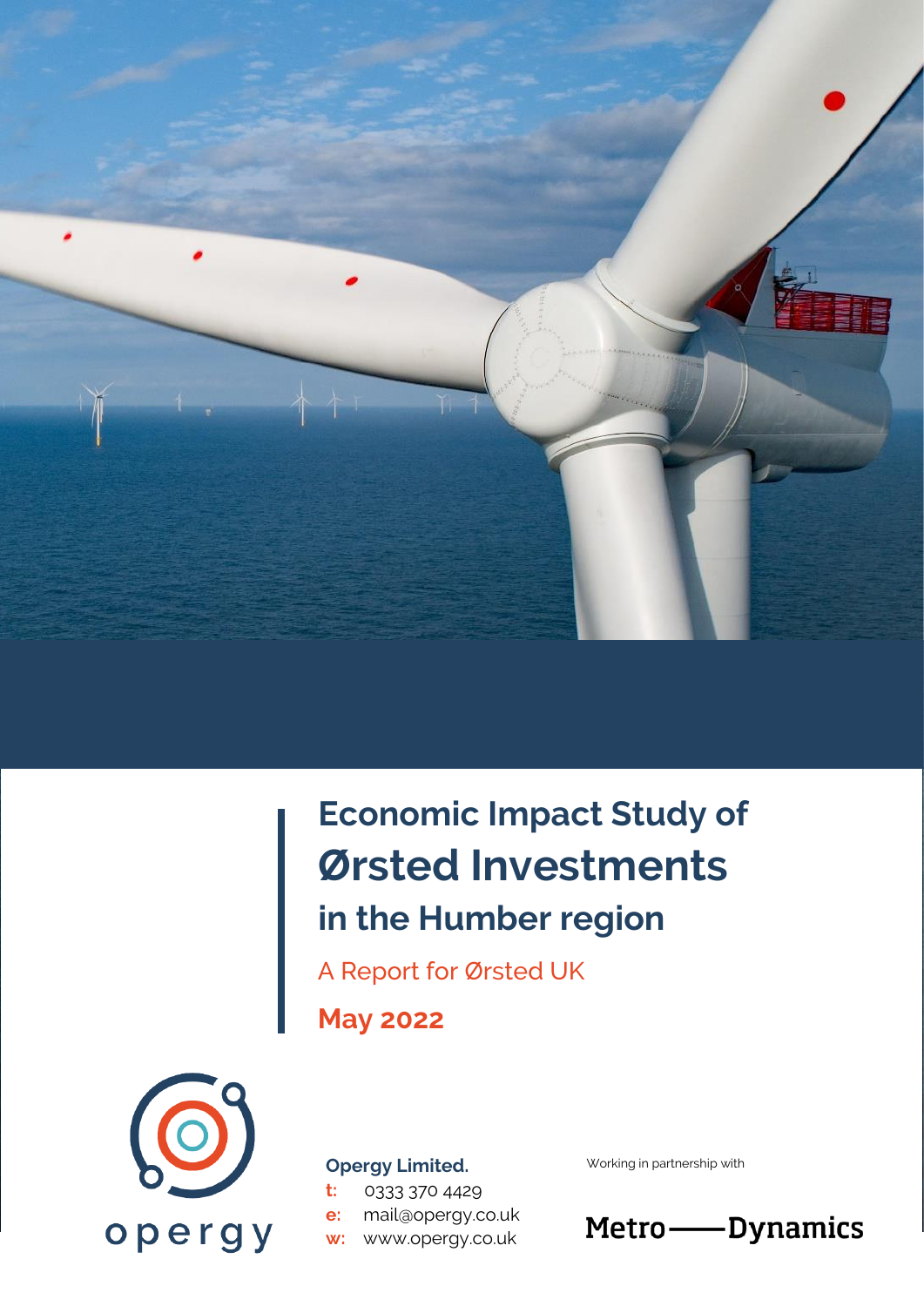# Economic Impact Study of Ørsted Investments in the Humber region

A Report for Ørsted UK

**May 2022**

opergy

**Opergy Limited.**

**t:** 0333 370 4429
**e:** mail@opergy.co.uk
**w:** www.opergy.co.uk

Working in partnership with

Metro——Dynamics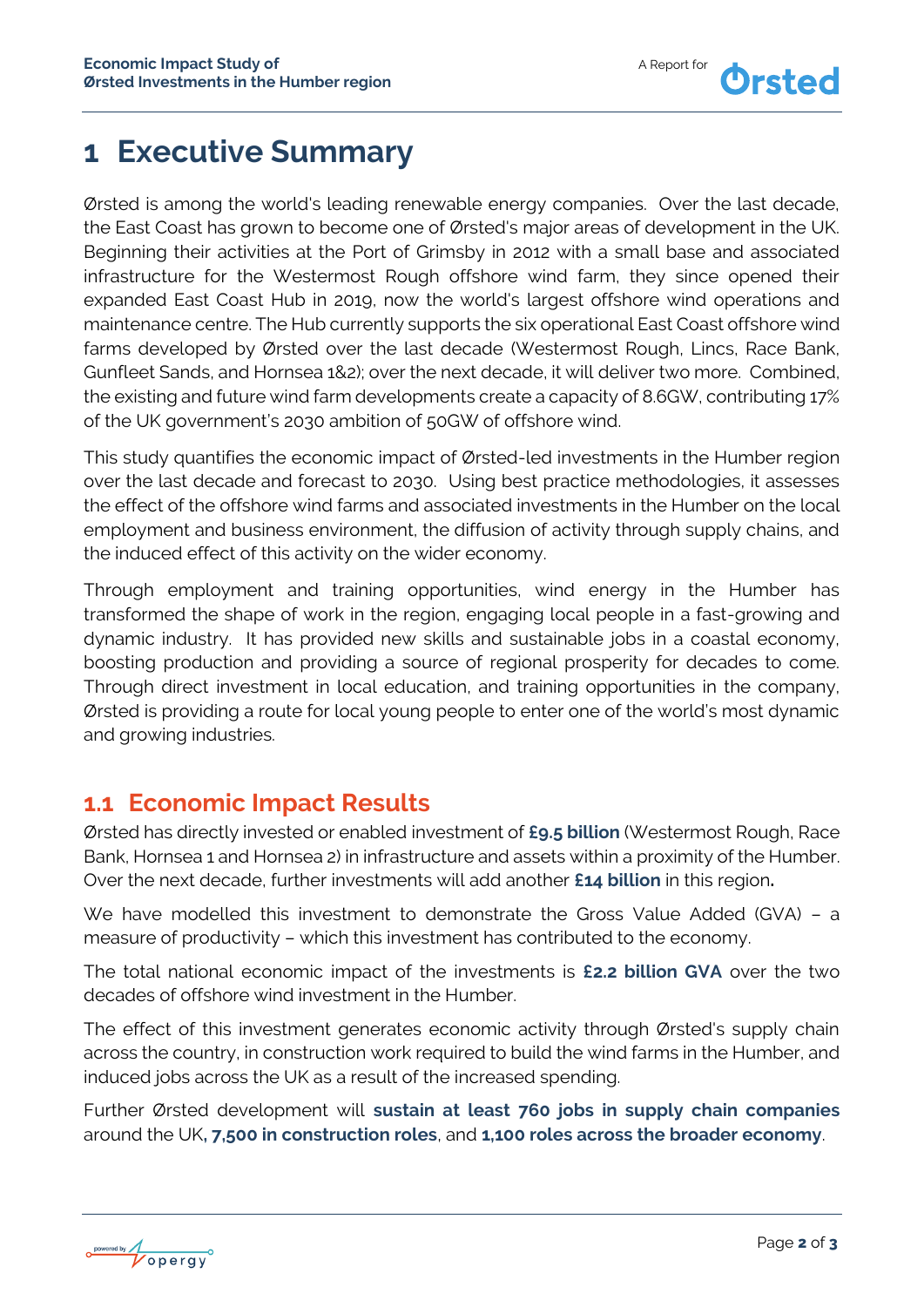# 1 Executive Summary

Ørsted is among the world's leading renewable energy companies. Over the last decade, the East Coast has grown to become one of Ørsted's major areas of development in the UK. Beginning their activities at the Port of Grimsby in 2012 with a small base and associated infrastructure for the Westermost Rough offshore wind farm, they since opened their expanded East Coast Hub in 2019, now the world's largest offshore wind operations and maintenance centre. The Hub currently supports the six operational East Coast offshore wind farms developed by Ørsted over the last decade (Westermost Rough, Lincs, Race Bank, Gunfleet Sands, and Hornsea 1&2); over the next decade, it will deliver two more. Combined, the existing and future wind farm developments create a capacity of 8.6GW, contributing 17% of the UK government's 2030 ambition of 50GW of offshore wind.

This study quantifies the economic impact of Ørsted-led investments in the Humber region over the last decade and forecast to 2030. Using best practice methodologies, it assesses the effect of the offshore wind farms and associated investments in the Humber on the local employment and business environment, the diffusion of activity through supply chains, and the induced effect of this activity on the wider economy.

Through employment and training opportunities, wind energy in the Humber has transformed the shape of work in the region, engaging local people in a fast-growing and dynamic industry. It has provided new skills and sustainable jobs in a coastal economy, boosting production and providing a source of regional prosperity for decades to come. Through direct investment in local education, and training opportunities in the company, Ørsted is providing a route for local young people to enter one of the world's most dynamic and growing industries.

## 1.1 Economic Impact Results

Ørsted has directly invested or enabled investment of **£9.5 billion** (Westermost Rough, Race Bank, Hornsea 1 and Hornsea 2) in infrastructure and assets within a proximity of the Humber. Over the next decade, further investments will add another **£14 billion** in this region**.**

We have modelled this investment to demonstrate the Gross Value Added (GVA) – a measure of productivity – which this investment has contributed to the economy.

The total national economic impact of the investments is **£2.2 billion GVA** over the two decades of offshore wind investment in the Humber.

The effect of this investment generates economic activity through Ørsted's supply chain across the country, in construction work required to build the wind farms in the Humber, and induced jobs across the UK as a result of the increased spending.

Further Ørsted development will **sustain at least 760 jobs in supply chain companies** around the UK**, 7,500 in construction roles**, and **1,100 roles across the broader economy**.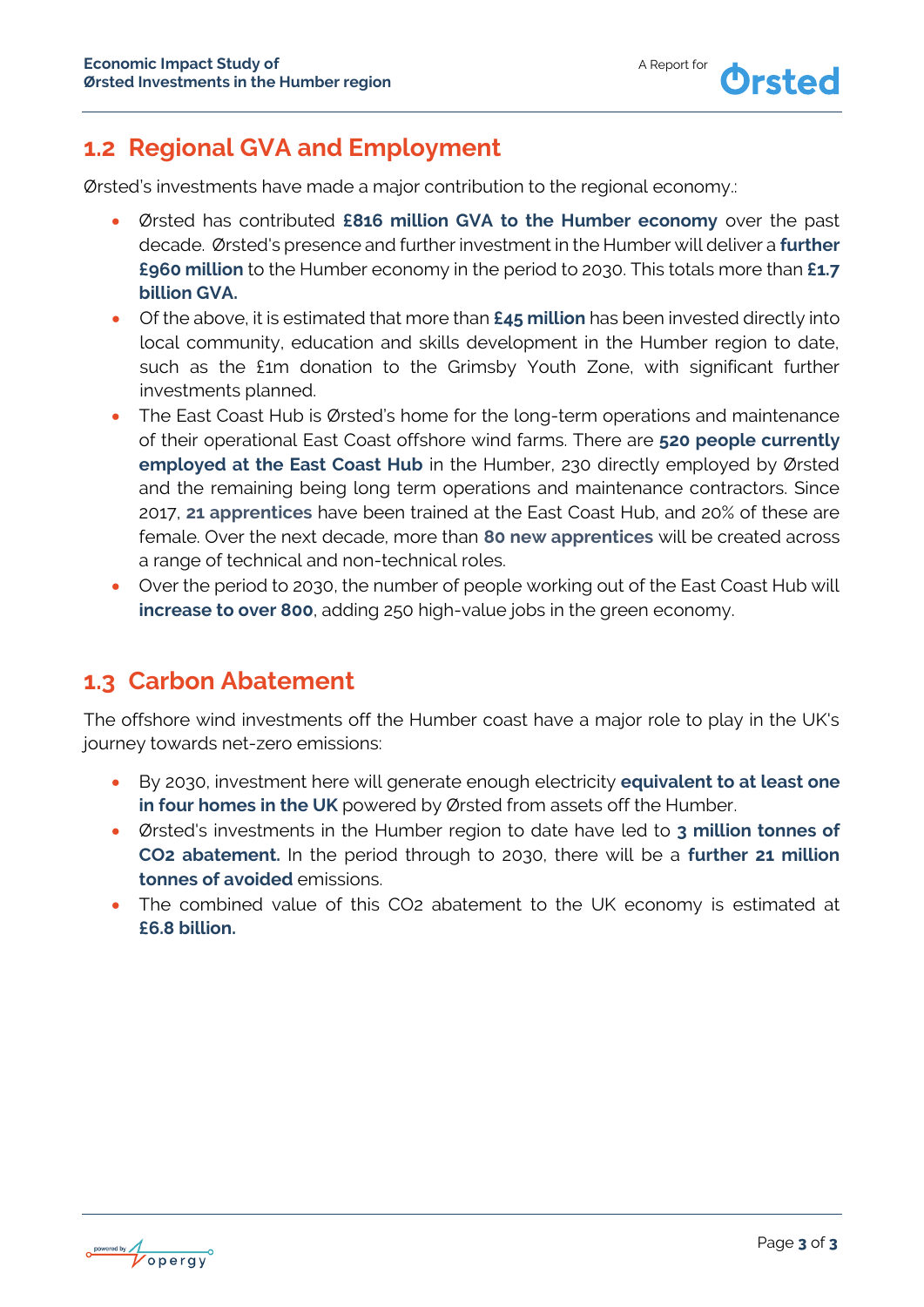## 1.2 Regional GVA and Employment

Ørsted's investments have made a major contribution to the regional economy.:

- Ørsted has contributed **£816 million GVA to the Humber economy** over the past decade. Ørsted's presence and further investment in the Humber will deliver a **further £960 million** to the Humber economy in the period to 2030. This totals more than **£1.7 billion GVA.**
- Of the above, it is estimated that more than **£45 million** has been invested directly into local community, education and skills development in the Humber region to date, such as the £1m donation to the Grimsby Youth Zone, with significant further investments planned.
- The East Coast Hub is Ørsted's home for the long-term operations and maintenance of their operational East Coast offshore wind farms. There are **520 people currently employed at the East Coast Hub** in the Humber, 230 directly employed by Ørsted and the remaining being long term operations and maintenance contractors. Since 2017, **21 apprentices** have been trained at the East Coast Hub, and 20% of these are female. Over the next decade, more than **80 new apprentices** will be created across a range of technical and non-technical roles.
- Over the period to 2030, the number of people working out of the East Coast Hub will **increase to over 800**, adding 250 high-value jobs in the green economy.

## 1.3 Carbon Abatement

The offshore wind investments off the Humber coast have a major role to play in the UK's journey towards net-zero emissions:

- By 2030, investment here will generate enough electricity **equivalent to at least one in four homes in the UK** powered by Ørsted from assets off the Humber.
- Ørsted's investments in the Humber region to date have led to **3 million tonnes of $CO_2$ abatement.** In the period through to 2030, there will be a **further 21 million tonnes of avoided** emissions.
- The combined value of this $CO_2$ abatement to the UK economy is estimated at **£6.8 billion.**